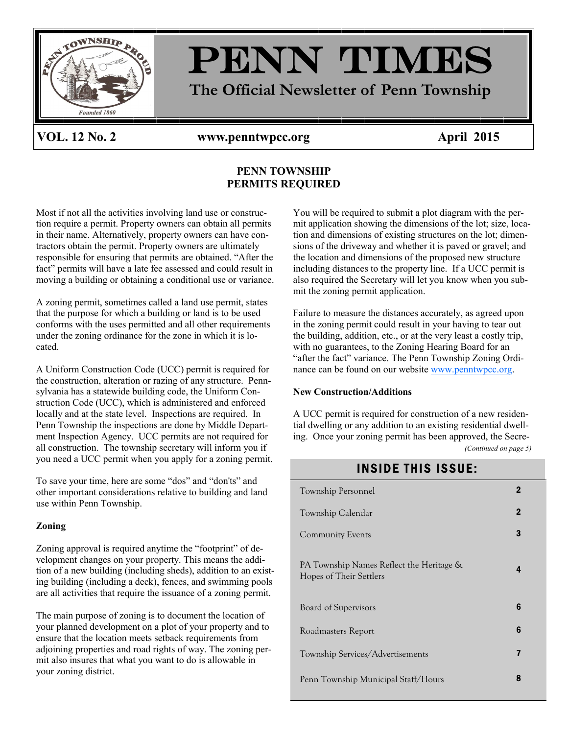# PENN TIMES

**The Official Newsletter of Penn Township**

**VOL. 12 No. 2** **www.penntwpcc.org** **April 2015**

## PENN TOWNSHIP PERMITS REQUIRED

Most if not all the activities involving land use or construction require a permit. Property owners can obtain all permits in their name. Alternatively, property owners can have contractors obtain the permit. Property owners are ultimately responsible for ensuring that permits are obtained. "After the fact" permits will have a late fee assessed and could result in moving a building or obtaining a conditional use or variance.

A zoning permit, sometimes called a land use permit, states that the purpose for which a building or land is to be used conforms with the uses permitted and all other requirements under the zoning ordinance for the zone in which it is located.

A Uniform Construction Code (UCC) permit is required for the construction, alteration or razing of any structure. Pennsylvania has a statewide building code, the Uniform Construction Code (UCC), which is administered and enforced locally and at the state level. Inspections are required. In Penn Township the inspections are done by Middle Department Inspection Agency. UCC permits are not required for all construction. The township secretary will inform you if you need a UCC permit when you apply for a zoning permit.

To save your time, here are some "dos" and "don'ts" and other important considerations relative to building and land use within Penn Township.

### Zoning

Zoning approval is required anytime the "footprint" of development changes on your property. This means the addition of a new building (including sheds), addition to an existing building (including a deck), fences, and swimming pools are all activities that require the issuance of a zoning permit.

The main purpose of zoning is to document the location of your planned development on a plot of your property and to ensure that the location meets setback requirements from adjoining properties and road rights of way. The zoning permit also insures that what you want to do is allowable in your zoning district.

You will be required to submit a plot diagram with the permit application showing the dimensions of the lot; size, location and dimensions of existing structures on the lot; dimensions of the driveway and whether it is paved or gravel; and the location and dimensions of the proposed new structure including distances to the property line. If a UCC permit is also required the Secretary will let you know when you submit the zoning permit application.

Failure to measure the distances accurately, as agreed upon in the zoning permit could result in your having to tear out the building, addition, etc., or at the very least a costly trip, with no guarantees, to the Zoning Hearing Board for an "after the fact" variance. The Penn Township Zoning Ordinance can be found on our website www.penntwpcc.org.

### New Construction/Additions

A UCC permit is required for construction of a new residential dwelling or any addition to an existing residential dwelling. Once your zoning permit has been approved, the Secre-

*(Continued on page 5)*

## INSIDE THIS ISSUE:

| | |
|---|---|
| Township Personnel | 2 |
| Township Calendar | 2 |
| Community Events | 3 |
| PA Township Names Reflect the Heritage & Hopes of Their Settlers | 4 |
| Board of Supervisors | 6 |
| Roadmasters Report | 6 |
| Township Services/Advertisements | 7 |
| Penn Township Municipal Staff/Hours | 8 |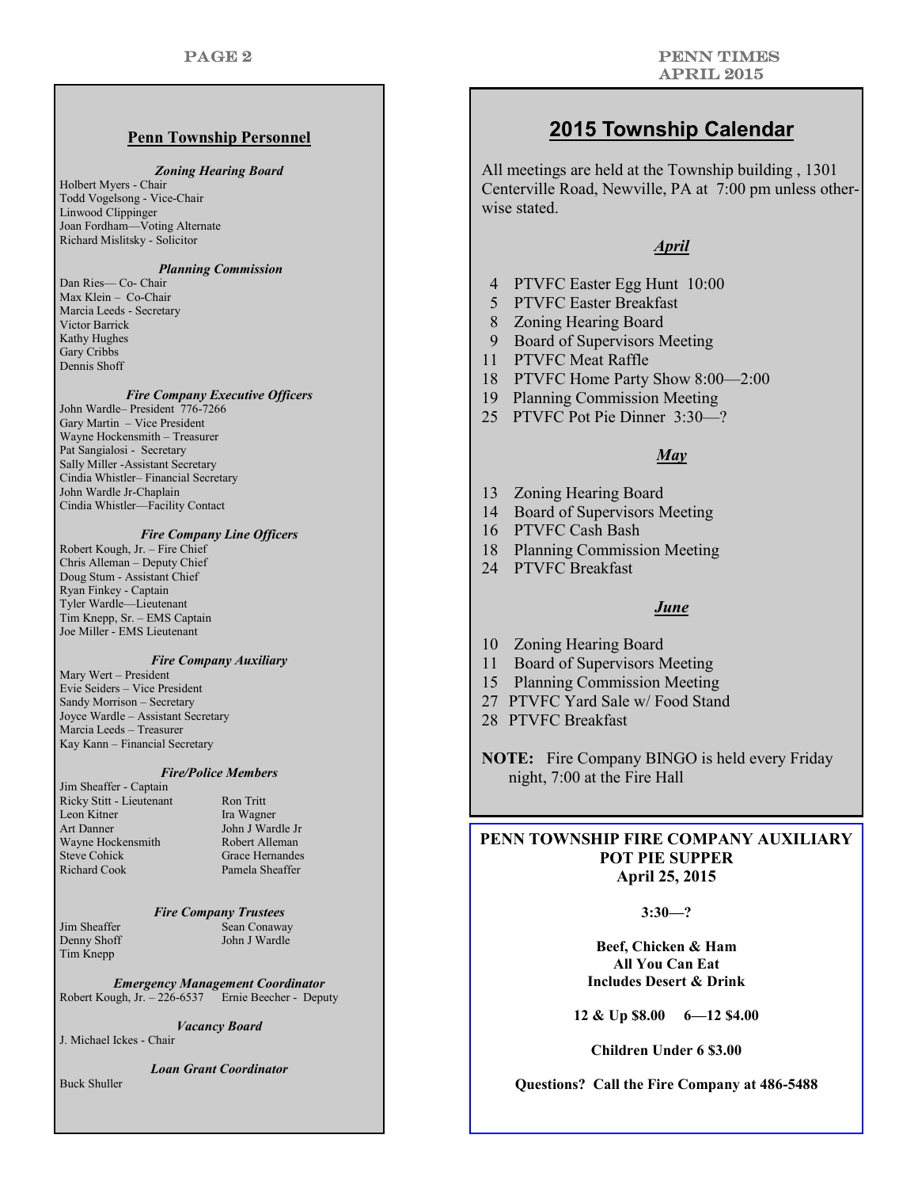## Penn Township Personnel

***Zoning Hearing Board***

Holbert Myers - Chair
Todd Vogelsong - Vice-Chair
Linwood Clippinger
Joan Fordham—Voting Alternate
Richard Mislitsky - Solicitor

***Planning Commission***

Dan Ries— Co- Chair
Max Klein – Co-Chair
Marcia Leeds - Secretary
Victor Barrick
Kathy Hughes
Gary Cribbs
Dennis Shoff

***Fire Company Executive Officers***

John Wardle– President 776-7266
Gary Martin – Vice President
Wayne Hockensmith – Treasurer
Pat Sangialosi - Secretary
Sally Miller -Assistant Secretary
Cindia Whistler– Financial Secretary
John Wardle Jr-Chaplain
Cindia Whistler—Facility Contact

***Fire Company Line Officers***

Robert Kough, Jr. – Fire Chief
Chris Alleman – Deputy Chief
Doug Stum - Assistant Chief
Ryan Finkey - Captain
Tyler Wardle—Lieutenant
Tim Knepp, Sr. – EMS Captain
Joe Miller - EMS Lieutenant

***Fire Company Auxiliary***

Mary Wert – President
Evie Seiders – Vice President
Sandy Morrison – Secretary
Joyce Wardle – Assistant Secretary
Marcia Leeds – Treasurer
Kay Kann – Financial Secretary

***Fire/Police Members***

Jim Sheaffer - Captain
Ricky Stitt - Lieutenant
Leon Kitner
Art Danner
Wayne Hockensmith
Steve Cohick
Richard Cook
Ron Tritt
Ira Wagner
John J Wardle Jr
Robert Alleman
Grace Hernandes
Pamela Sheaffer

***Fire Company Trustees***

Jim Sheaffer
Denny Shoff
Tim Knepp
Sean Conaway
John J Wardle

***Emergency Management Coordinator***

Robert Kough, Jr. – 226-6537   Ernie Beecher - Deputy

***Vacancy Board***

J. Michael Ickes - Chair

***Loan Grant Coordinator***

Buck Shuller

## 2015 Township Calendar

All meetings are held at the Township building , 1301 Centerville Road, Newville, PA at 7:00 pm unless otherwise stated.

***April***

4 PTVFC Easter Egg Hunt 10:00
5 PTVFC Easter Breakfast
8 Zoning Hearing Board
9 Board of Supervisors Meeting
11 PTVFC Meat Raffle
18 PTVFC Home Party Show 8:00—2:00
19 Planning Commission Meeting
25 PTVFC Pot Pie Dinner 3:30—?

***May***

13 Zoning Hearing Board
14 Board of Supervisors Meeting
16 PTVFC Cash Bash
18 Planning Commission Meeting
24 PTVFC Breakfast

***June***

10 Zoning Hearing Board
11 Board of Supervisors Meeting
15 Planning Commission Meeting
27 PTVFC Yard Sale w/ Food Stand
28 PTVFC Breakfast

**NOTE:** Fire Company BINGO is held every Friday night, 7:00 at the Fire Hall

**PENN TOWNSHIP FIRE COMPANY AUXILIARY POT PIE SUPPER**
**April 25, 2015**

**3:30—?**

**Beef, Chicken & Ham**
**All You Can Eat**
**Includes Desert & Drink**

**12 & Up $8.00   6—12 $4.00**

**Children Under 6 $3.00**

**Questions? Call the Fire Company at 486-5488**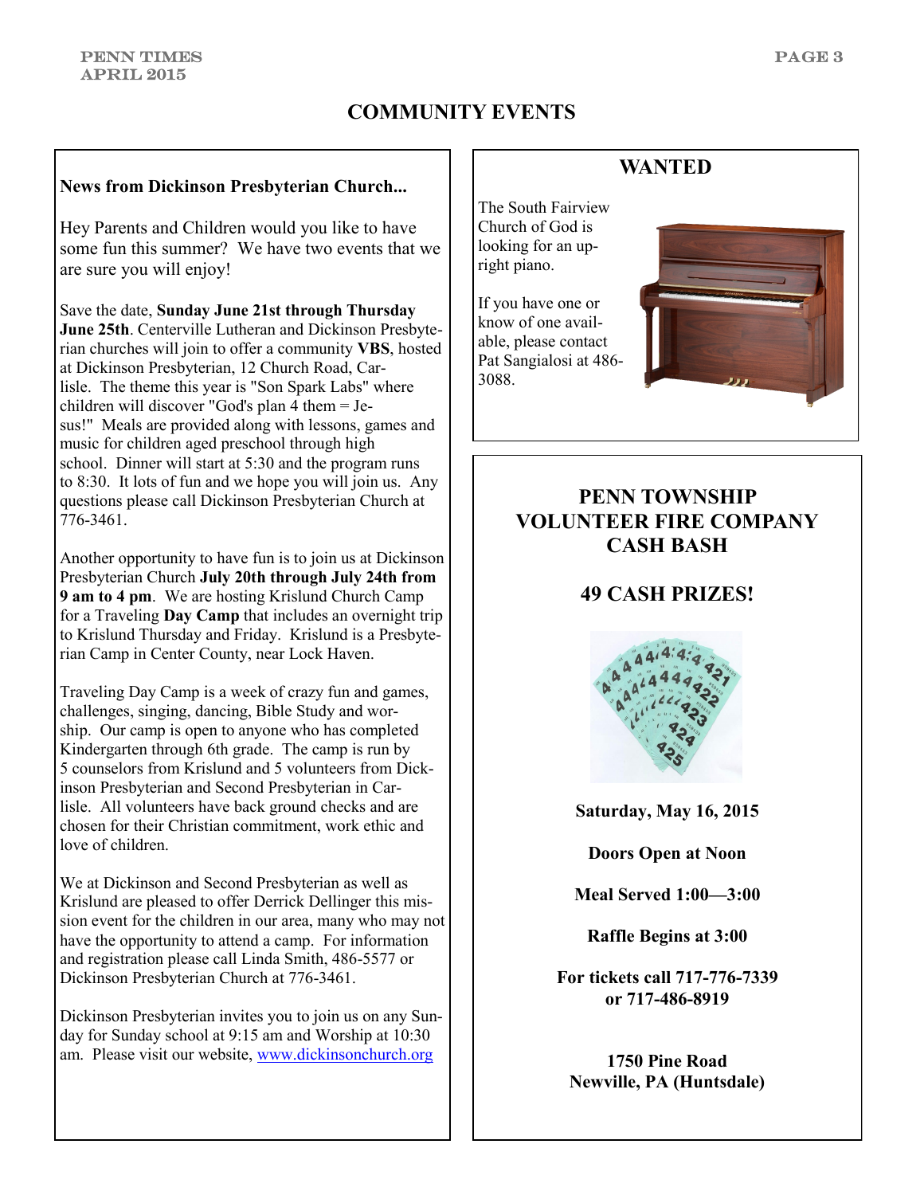# COMMUNITY EVENTS

**News from Dickinson Presbyterian Church...**

Hey Parents and Children would you like to have some fun this summer? We have two events that we are sure you will enjoy!

Save the date, **Sunday June 21st through Thursday June 25th**. Centerville Lutheran and Dickinson Presbyterian churches will join to offer a community **VBS**, hosted at Dickinson Presbyterian, 12 Church Road, Carlisle. The theme this year is "Son Spark Labs" where children will discover "God's plan 4 them = Jesus!" Meals are provided along with lessons, games and music for children aged preschool through high school. Dinner will start at 5:30 and the program runs to 8:30. It lots of fun and we hope you will join us. Any questions please call Dickinson Presbyterian Church at 776-3461.

Another opportunity to have fun is to join us at Dickinson Presbyterian Church **July 20th through July 24th from 9 am to 4 pm**. We are hosting Krislund Church Camp for a Traveling **Day Camp** that includes an overnight trip to Krislund Thursday and Friday. Krislund is a Presbyterian Camp in Center County, near Lock Haven.

Traveling Day Camp is a week of crazy fun and games, challenges, singing, dancing, Bible Study and worship. Our camp is open to anyone who has completed Kindergarten through 6th grade. The camp is run by 5 counselors from Krislund and 5 volunteers from Dickinson Presbyterian and Second Presbyterian in Carlisle. All volunteers have back ground checks and are chosen for their Christian commitment, work ethic and love of children.

We at Dickinson and Second Presbyterian as well as Krislund are pleased to offer Derrick Dellinger this mission event for the children in our area, many who may not have the opportunity to attend a camp. For information and registration please call Linda Smith, 486-5577 or Dickinson Presbyterian Church at 776-3461.

Dickinson Presbyterian invites you to join us on any Sunday for Sunday school at 9:15 am and Worship at 10:30 am. Please visit our website, www.dickinsonchurch.org

## WANTED

The South Fairview Church of God is looking for an upright piano.

If you have one or know of one available, please contact Pat Sangialosi at 486-3088.

## PENN TOWNSHIP VOLUNTEER FIRE COMPANY CASH BASH

## 49 CASH PRIZES!

**Saturday, May 16, 2015**

**Doors Open at Noon**

**Meal Served 1:00—3:00**

**Raffle Begins at 3:00**

**For tickets call 717-776-7339 or 717-486-8919**

**1750 Pine Road**
**Newville, PA (Huntsdale)**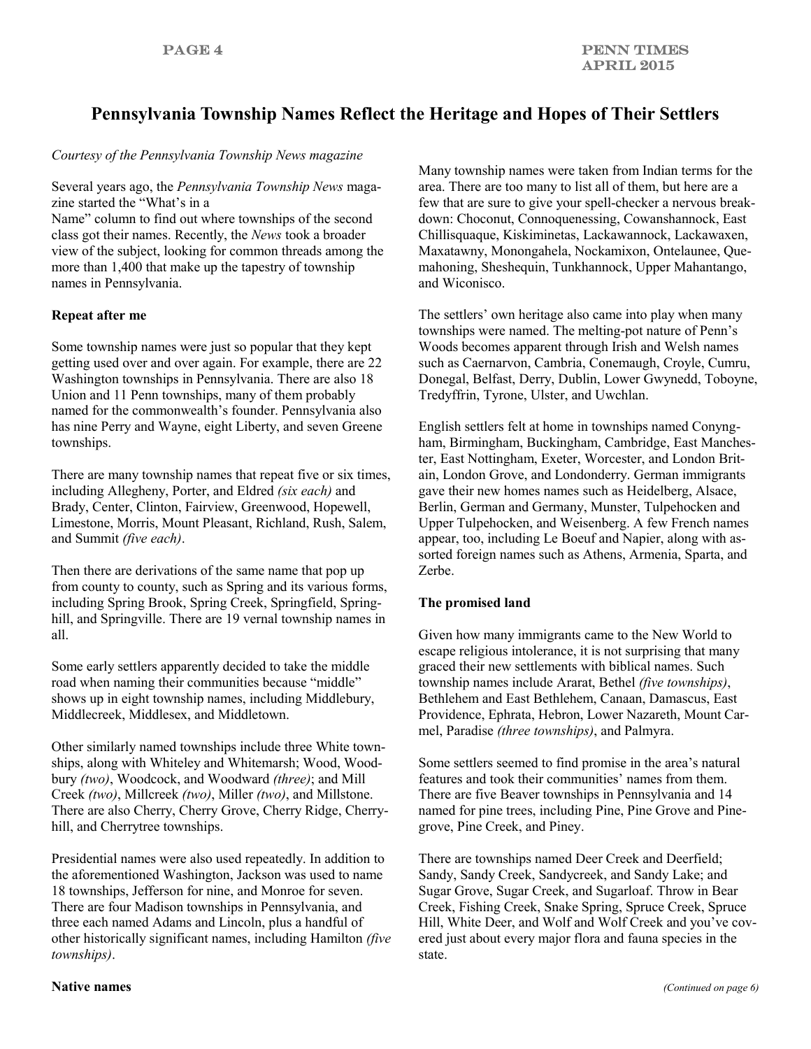# Pennsylvania Township Names Reflect the Heritage and Hopes of Their Settlers

*Courtesy of the Pennsylvania Township News magazine*

Several years ago, the *Pennsylvania Township News* magazine started the "What's in a Name" column to find out where townships of the second class got their names. Recently, the *News* took a broader view of the subject, looking for common threads among the more than 1,400 that make up the tapestry of township names in Pennsylvania.

**Repeat after me**

Some township names were just so popular that they kept getting used over and over again. For example, there are 22 Washington townships in Pennsylvania. There are also 18 Union and 11 Penn townships, many of them probably named for the commonwealth's founder. Pennsylvania also has nine Perry and Wayne, eight Liberty, and seven Greene townships.

There are many township names that repeat five or six times, including Allegheny, Porter, and Eldred *(six each)* and Brady, Center, Clinton, Fairview, Greenwood, Hopewell, Limestone, Morris, Mount Pleasant, Richland, Rush, Salem, and Summit *(five each)*.

Then there are derivations of the same name that pop up from county to county, such as Spring and its various forms, including Spring Brook, Spring Creek, Springfield, Springhill, and Springville. There are 19 vernal township names in all.

Some early settlers apparently decided to take the middle road when naming their communities because "middle" shows up in eight township names, including Middlebury, Middlecreek, Middlesex, and Middletown.

Other similarly named townships include three White townships, along with Whiteley and Whitemarsh; Wood, Woodbury *(two)*, Woodcock, and Woodward *(three)*; and Mill Creek *(two)*, Millcreek *(two)*, Miller *(two)*, and Millstone. There are also Cherry, Cherry Grove, Cherry Ridge, Cherryhill, and Cherrytree townships.

Presidential names were also used repeatedly. In addition to the aforementioned Washington, Jackson was used to name 18 townships, Jefferson for nine, and Monroe for seven. There are four Madison townships in Pennsylvania, and three each named Adams and Lincoln, plus a handful of other historically significant names, including Hamilton *(five townships)*.

**Native names**

Many township names were taken from Indian terms for the area. There are too many to list all of them, but here are a few that are sure to give your spell-checker a nervous breakdown: Choconut, Connoquenessing, Cowanshannock, East Chillisquaque, Kiskiminetas, Lackawannock, Lackawaxen, Maxatawny, Monongahela, Nockamixon, Ontelaunee, Quemahoning, Sheshequin, Tunkhannock, Upper Mahantango, and Wiconisco.

The settlers' own heritage also came into play when many townships were named. The melting-pot nature of Penn's Woods becomes apparent through Irish and Welsh names such as Caernarvon, Cambria, Conemaugh, Croyle, Cumru, Donegal, Belfast, Derry, Dublin, Lower Gwynedd, Toboyne, Tredyffrin, Tyrone, Ulster, and Uwchlan.

English settlers felt at home in townships named Conyngham, Birmingham, Buckingham, Cambridge, East Manchester, East Nottingham, Exeter, Worcester, and London Britain, London Grove, and Londonderry. German immigrants gave their new homes names such as Heidelberg, Alsace, Berlin, German and Germany, Munster, Tulpehocken and Upper Tulpehocken, and Weisenberg. A few French names appear, too, including Le Boeuf and Napier, along with assorted foreign names such as Athens, Armenia, Sparta, and Zerbe.

**The promised land**

Given how many immigrants came to the New World to escape religious intolerance, it is not surprising that many graced their new settlements with biblical names. Such township names include Ararat, Bethel *(five townships)*, Bethlehem and East Bethlehem, Canaan, Damascus, East Providence, Ephrata, Hebron, Lower Nazareth, Mount Carmel, Paradise *(three townships)*, and Palmyra.

Some settlers seemed to find promise in the area's natural features and took their communities' names from them. There are five Beaver townships in Pennsylvania and 14 named for pine trees, including Pine, Pine Grove and Pinegrove, Pine Creek, and Piney.

There are townships named Deer Creek and Deerfield; Sandy, Sandy Creek, Sandycreek, and Sandy Lake; and Sugar Grove, Sugar Creek, and Sugarloaf. Throw in Bear Creek, Fishing Creek, Snake Spring, Spruce Creek, Spruce Hill, White Deer, and Wolf and Wolf Creek and you've covered just about every major flora and fauna species in the state.

*(Continued on page 6)*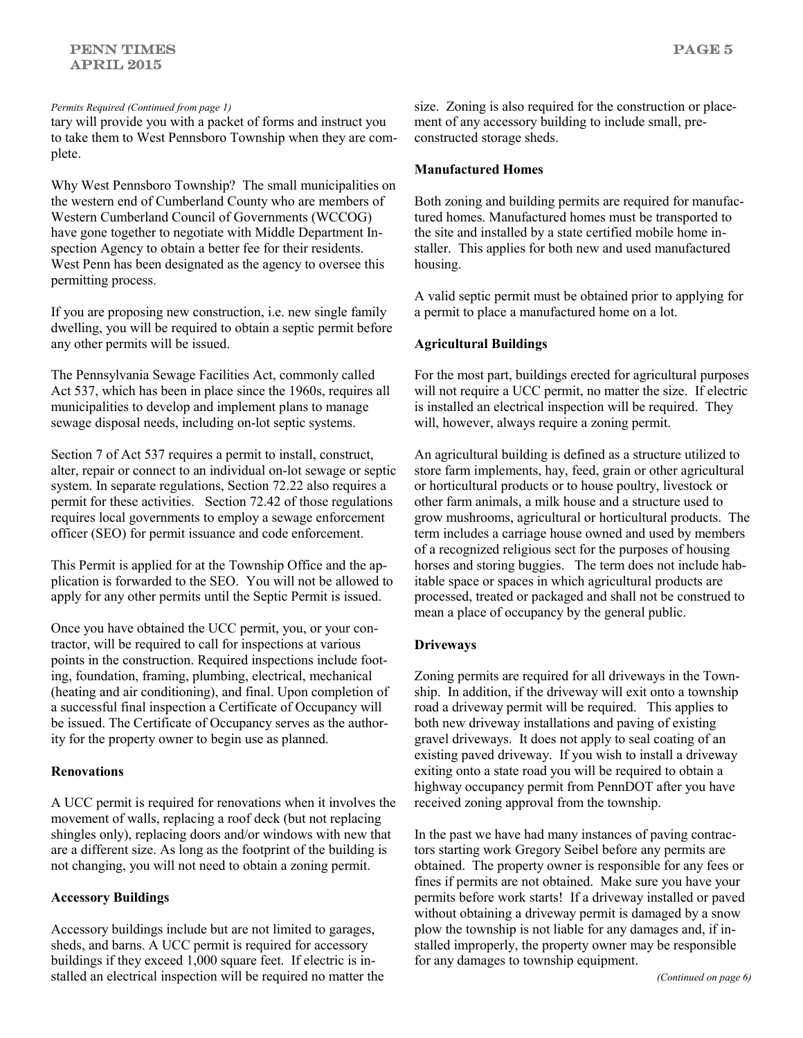*Permits Required (Continued from page 1)*

tary will provide you with a packet of forms and instruct you to take them to West Pennsboro Township when they are complete.

Why West Pennsboro Township? The small municipalities on the western end of Cumberland County who are members of Western Cumberland Council of Governments (WCCOG) have gone together to negotiate with Middle Department Inspection Agency to obtain a better fee for their residents. West Penn has been designated as the agency to oversee this permitting process.

If you are proposing new construction, i.e. new single family dwelling, you will be required to obtain a septic permit before any other permits will be issued.

The Pennsylvania Sewage Facilities Act, commonly called Act 537, which has been in place since the 1960s, requires all municipalities to develop and implement plans to manage sewage disposal needs, including on-lot septic systems.

Section 7 of Act 537 requires a permit to install, construct, alter, repair or connect to an individual on-lot sewage or septic system. In separate regulations, Section 72.22 also requires a permit for these activities. Section 72.42 of those regulations requires local governments to employ a sewage enforcement officer (SEO) for permit issuance and code enforcement.

This Permit is applied for at the Township Office and the application is forwarded to the SEO. You will not be allowed to apply for any other permits until the Septic Permit is issued.

Once you have obtained the UCC permit, you, or your contractor, will be required to call for inspections at various points in the construction. Required inspections include footing, foundation, framing, plumbing, electrical, mechanical (heating and air conditioning), and final. Upon completion of a successful final inspection a Certificate of Occupancy will be issued. The Certificate of Occupancy serves as the authority for the property owner to begin use as planned.

**Renovations**

A UCC permit is required for renovations when it involves the movement of walls, replacing a roof deck (but not replacing shingles only), replacing doors and/or windows with new that are a different size. As long as the footprint of the building is not changing, you will not need to obtain a zoning permit.

**Accessory Buildings**

Accessory buildings include but are not limited to garages, sheds, and barns. A UCC permit is required for accessory buildings if they exceed 1,000 square feet. If electric is installed an electrical inspection will be required no matter the size. Zoning is also required for the construction or placement of any accessory building to include small, pre-constructed storage sheds.

**Manufactured Homes**

Both zoning and building permits are required for manufactured homes. Manufactured homes must be transported to the site and installed by a state certified mobile home installer. This applies for both new and used manufactured housing.

A valid septic permit must be obtained prior to applying for a permit to place a manufactured home on a lot.

**Agricultural Buildings**

For the most part, buildings erected for agricultural purposes will not require a UCC permit, no matter the size. If electric is installed an electrical inspection will be required. They will, however, always require a zoning permit.

An agricultural building is defined as a structure utilized to store farm implements, hay, feed, grain or other agricultural or horticultural products or to house poultry, livestock or other farm animals, a milk house and a structure used to grow mushrooms, agricultural or horticultural products. The term includes a carriage house owned and used by members of a recognized religious sect for the purposes of housing horses and storing buggies. The term does not include habitable space or spaces in which agricultural products are processed, treated or packaged and shall not be construed to mean a place of occupancy by the general public.

**Driveways**

Zoning permits are required for all driveways in the Township. In addition, if the driveway will exit onto a township road a driveway permit will be required. This applies to both new driveway installations and paving of existing gravel driveways. It does not apply to seal coating of an existing paved driveway. If you wish to install a driveway exiting onto a state road you will be required to obtain a highway occupancy permit from PennDOT after you have received zoning approval from the township.

In the past we have had many instances of paving contractors starting work Gregory Seibel before any permits are obtained. The property owner is responsible for any fees or fines if permits are not obtained. Make sure you have your permits before work starts! If a driveway installed or paved without obtaining a driveway permit is damaged by a snow plow the township is not liable for any damages and, if installed improperly, the property owner may be responsible for any damages to township equipment.

*(Continued on page 6)*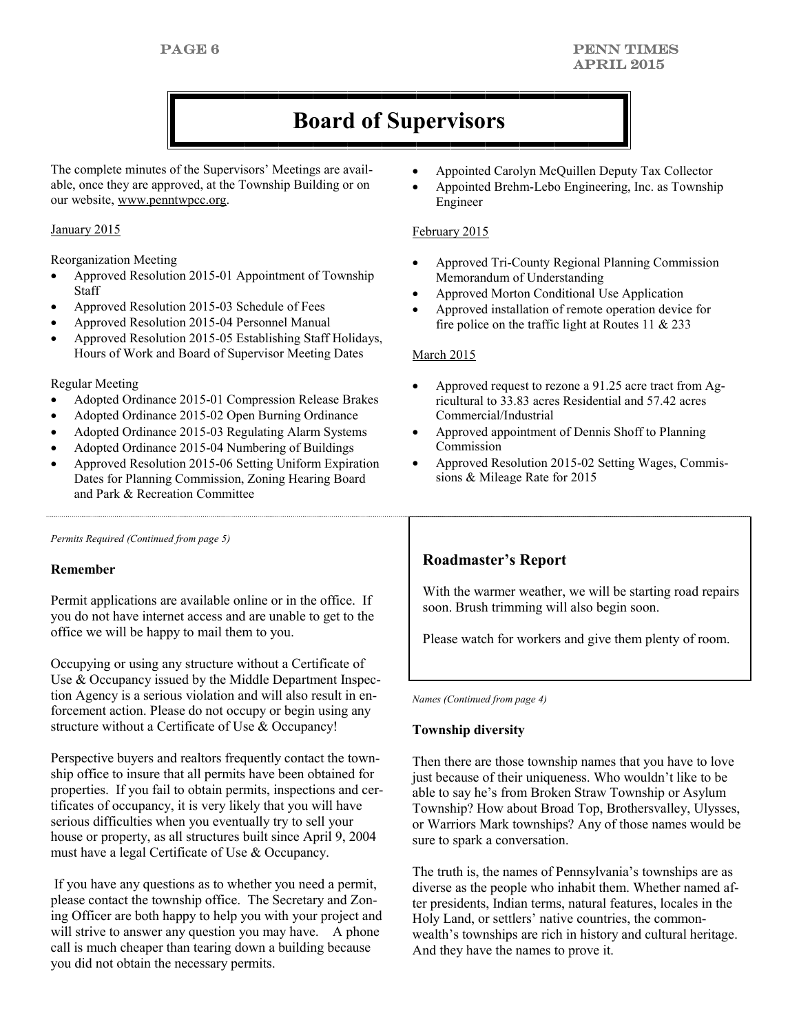# Board of Supervisors

The complete minutes of the Supervisors' Meetings are available, once they are approved, at the Township Building or on our website, www.penntwpcc.org.

January 2015

Reorganization Meeting

- Approved Resolution 2015-01 Appointment of Township Staff
- Approved Resolution 2015-03 Schedule of Fees
- Approved Resolution 2015-04 Personnel Manual
- Approved Resolution 2015-05 Establishing Staff Holidays, Hours of Work and Board of Supervisor Meeting Dates

Regular Meeting

- Adopted Ordinance 2015-01 Compression Release Brakes
- Adopted Ordinance 2015-02 Open Burning Ordinance
- Adopted Ordinance 2015-03 Regulating Alarm Systems
- Adopted Ordinance 2015-04 Numbering of Buildings
- Approved Resolution 2015-06 Setting Uniform Expiration Dates for Planning Commission, Zoning Hearing Board and Park & Recreation Committee
- Appointed Carolyn McQuillen Deputy Tax Collector
- Appointed Brehm-Lebo Engineering, Inc. as Township Engineer

February 2015

- Approved Tri-County Regional Planning Commission Memorandum of Understanding
- Approved Morton Conditional Use Application
- Approved installation of remote operation device for fire police on the traffic light at Routes 11 & 233

March 2015

- Approved request to rezone a 91.25 acre tract from Agricultural to 33.83 acres Residential and 57.42 acres Commercial/Industrial
- Approved appointment of Dennis Shoff to Planning Commission
- Approved Resolution 2015-02 Setting Wages, Commissions & Mileage Rate for 2015

*Permits Required (Continued from page 5)*

**Remember**

Permit applications are available online or in the office. If you do not have internet access and are unable to get to the office we will be happy to mail them to you.

Occupying or using any structure without a Certificate of Use & Occupancy issued by the Middle Department Inspection Agency is a serious violation and will also result in enforcement action. Please do not occupy or begin using any structure without a Certificate of Use & Occupancy!

Perspective buyers and realtors frequently contact the township office to insure that all permits have been obtained for properties. If you fail to obtain permits, inspections and certificates of occupancy, it is very likely that you will have serious difficulties when you eventually try to sell your house or property, as all structures built since April 9, 2004 must have a legal Certificate of Use & Occupancy.

If you have any questions as to whether you need a permit, please contact the township office. The Secretary and Zoning Officer are both happy to help you with your project and will strive to answer any question you may have. A phone call is much cheaper than tearing down a building because you did not obtain the necessary permits.

## Roadmaster's Report

With the warmer weather, we will be starting road repairs soon. Brush trimming will also begin soon.

Please watch for workers and give them plenty of room.

*Names (Continued from page 4)*

**Township diversity**

Then there are those township names that you have to love just because of their uniqueness. Who wouldn't like to be able to say he's from Broken Straw Township or Asylum Township? How about Broad Top, Brothersvalley, Ulysses, or Warriors Mark townships? Any of those names would be sure to spark a conversation.

The truth is, the names of Pennsylvania's townships are as diverse as the people who inhabit them. Whether named after presidents, Indian terms, natural features, locales in the Holy Land, or settlers' native countries, the commonwealth's townships are rich in history and cultural heritage. And they have the names to prove it.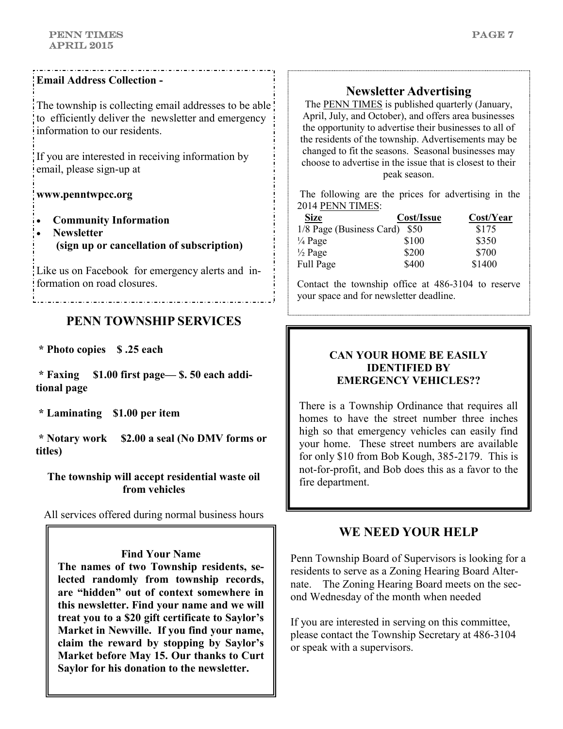**Email Address Collection -**

The township is collecting email addresses to be able to efficiently deliver the newsletter and emergency information to our residents.

If you are interested in receiving information by email, please sign-up at

**www.penntwpcc.org**

- **Community Information**
- **Newsletter (sign up or cancellation of subscription)**

Like us on Facebook for emergency alerts and information on road closures.

## PENN TOWNSHIP SERVICES

**\* Photo copies $ .25 each**

**\* Faxing $1.00 first page— $. 50 each additional page**

**\* Laminating $1.00 per item**

**\* Notary work $2.00 a seal (No DMV forms or titles)**

**The township will accept residential waste oil from vehicles**

All services offered during normal business hours

**Find Your Name**

**The names of two Township residents, selected randomly from township records, are "hidden" out of context somewhere in this newsletter. Find your name and we will treat you to a $20 gift certificate to Saylor's Market in Newville. If you find your name, claim the reward by stopping by Saylor's Market before May 15. Our thanks to Curt Saylor for his donation to the newsletter.**

## Newsletter Advertising

The PENN TIMES is published quarterly (January, April, July, and October), and offers area businesses the opportunity to advertise their businesses to all of the residents of the township. Advertisements may be changed to fit the seasons. Seasonal businesses may choose to advertise in the issue that is closest to their peak season.

The following are the prices for advertising in the 2014 PENN TIMES:

| Size | Cost/Issue | Cost/Year |
|---|---|---|
| 1/8 Page (Business Card) | $50 | $175 |
| ¼ Page | $100 | $350 |
| ½ Page | $200 | $700 |
| Full Page | $400 | $1400 |

Contact the township office at 486-3104 to reserve your space and for newsletter deadline.

**CAN YOUR HOME BE EASILY IDENTIFIED BY EMERGENCY VEHICLES??**

There is a Township Ordinance that requires all homes to have the street number three inches high so that emergency vehicles can easily find your home. These street numbers are available for only $10 from Bob Kough, 385-2179. This is not-for-profit, and Bob does this as a favor to the fire department.

## WE NEED YOUR HELP

Penn Township Board of Supervisors is looking for a residents to serve as a Zoning Hearing Board Alternate. The Zoning Hearing Board meets on the second Wednesday of the month when needed

If you are interested in serving on this committee, please contact the Township Secretary at 486-3104 or speak with a supervisors.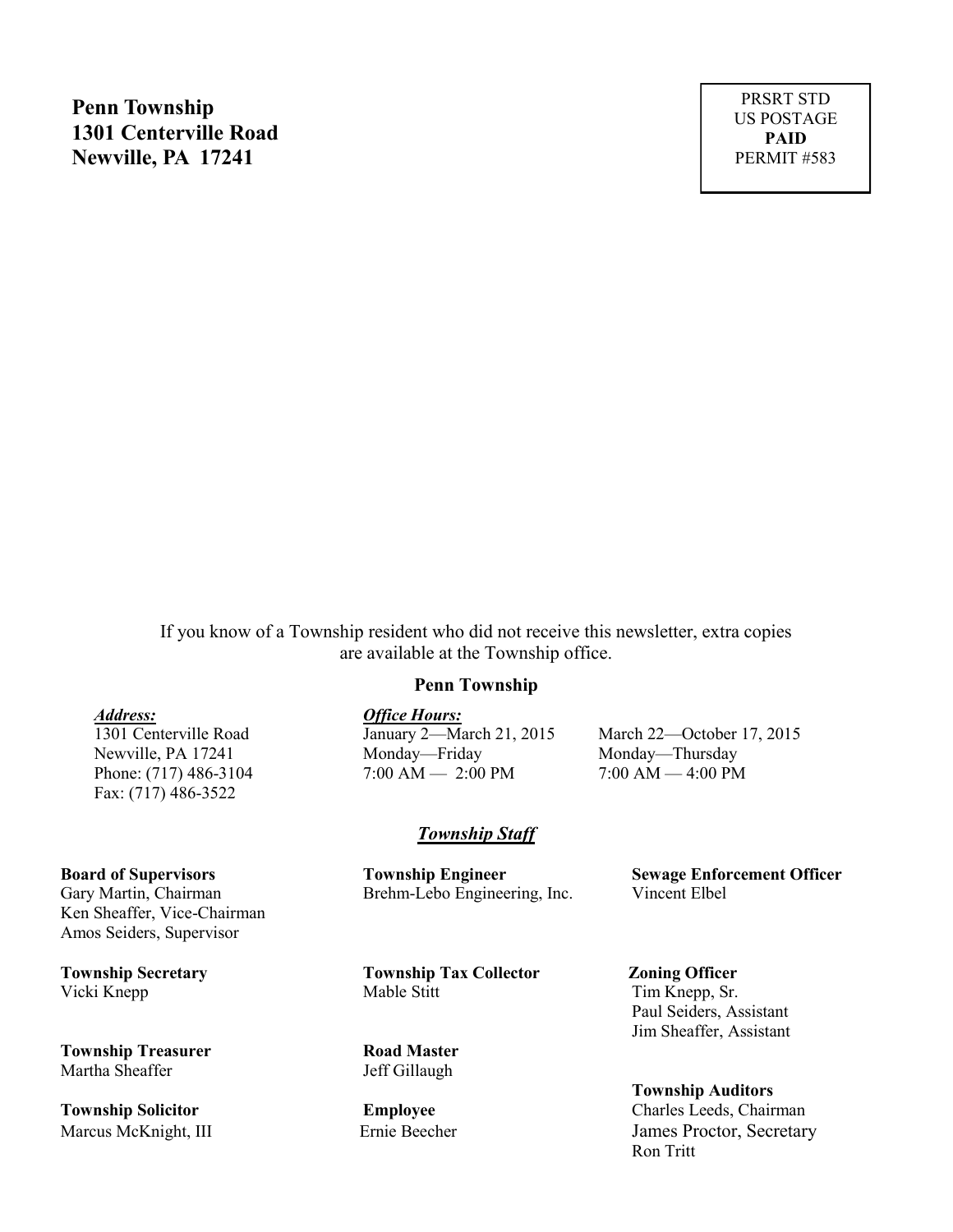**Penn Township**
**1301 Centerville Road**
**Newville, PA 17241**

PRSRT STD
US POSTAGE
**PAID**
PERMIT #583

If you know of a Township resident who did not receive this newsletter, extra copies are available at the Township office.

**Penn Township**

***Address:***
1301 Centerville Road
Newville, PA 17241
Phone: (717) 486-3104
Fax: (717) 486-3522

***Office Hours:***

| | |
|---|---|
| January 2—March 21, 2015 | March 22—October 17, 2015 |
| Monday—Friday | Monday—Thursday |
| 7:00 AM — 2:00 PM | 7:00 AM — 4:00 PM |

## ***Township Staff***

**Board of Supervisors**
Gary Martin, Chairman
Ken Sheaffer, Vice-Chairman
Amos Seiders, Supervisor

**Township Engineer**
Brehm-Lebo Engineering, Inc.

**Sewage Enforcement Officer**
Vincent Elbel

**Township Secretary**
Vicki Knepp

**Township Tax Collector**
Mable Stitt

**Zoning Officer**
Tim Knepp, Sr.
Paul Seiders, Assistant
Jim Sheaffer, Assistant

**Township Treasurer**
Martha Sheaffer

**Road Master**
Jeff Gillaugh

**Township Auditors**
Charles Leeds, Chairman
James Proctor, Secretary
Ron Tritt

**Township Solicitor**
Marcus McKnight, III

**Employee**
Ernie Beecher